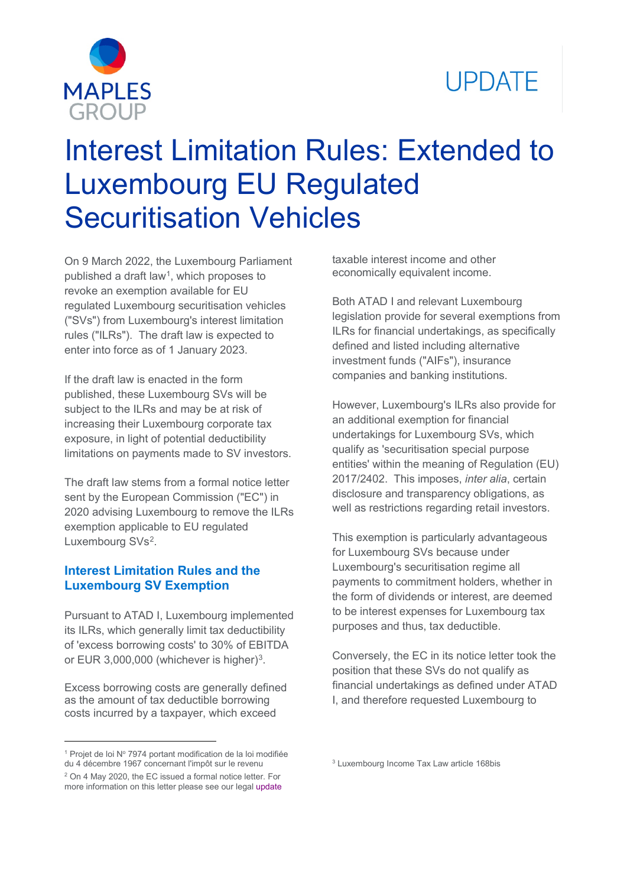MAPLES GROUP

UPDATE

# Interest Limitation Rules: Extended to Luxembourg EU Regulated Securitisation Vehicles

On 9 March 2022, the Luxembourg Parliament published a draft law[1], which proposes to revoke an exemption available for EU regulated Luxembourg securitisation vehicles ("SVs") from Luxembourg's interest limitation rules ("ILRs"). The draft law is expected to enter into force as of 1 January 2023.

If the draft law is enacted in the form published, these Luxembourg SVs will be subject to the ILRs and may be at risk of increasing their Luxembourg corporate tax exposure, in light of potential deductibility limitations on payments made to SV investors.

The draft law stems from a formal notice letter sent by the European Commission ("EC") in 2020 advising Luxembourg to remove the ILRs exemption applicable to EU regulated Luxembourg SVs[2].

## Interest Limitation Rules and the Luxembourg SV Exemption

Pursuant to ATAD I, Luxembourg implemented its ILRs, which generally limit tax deductibility of 'excess borrowing costs' to 30% of EBITDA or EUR 3,000,000 (whichever is higher)[3].

Excess borrowing costs are generally defined as the amount of tax deductible borrowing costs incurred by a taxpayer, which exceed taxable interest income and other economically equivalent income.

Both ATAD I and relevant Luxembourg legislation provide for several exemptions from ILRs for financial undertakings, as specifically defined and listed including alternative investment funds ("AIFs"), insurance companies and banking institutions.

However, Luxembourg's ILRs also provide for an additional exemption for financial undertakings for Luxembourg SVs, which qualify as 'securitisation special purpose entities' within the meaning of Regulation (EU) 2017/2402. This imposes, *inter alia*, certain disclosure and transparency obligations, as well as restrictions regarding retail investors.

This exemption is particularly advantageous for Luxembourg SVs because under Luxembourg's securitisation regime all payments to commitment holders, whether in the form of dividends or interest, are deemed to be interest expenses for Luxembourg tax purposes and thus, tax deductible.

Conversely, the EC in its notice letter took the position that these SVs do not qualify as financial undertakings as defined under ATAD I, and therefore requested Luxembourg to

---

[1] Projet de loi Nº 7974 portant modification de la loi modifiée du 4 décembre 1967 concernant l'impôt sur le revenu

[2] On 4 May 2020, the EC issued a formal notice letter. For more information on this letter please see our legal update

[3] Luxembourg Income Tax Law article 168bis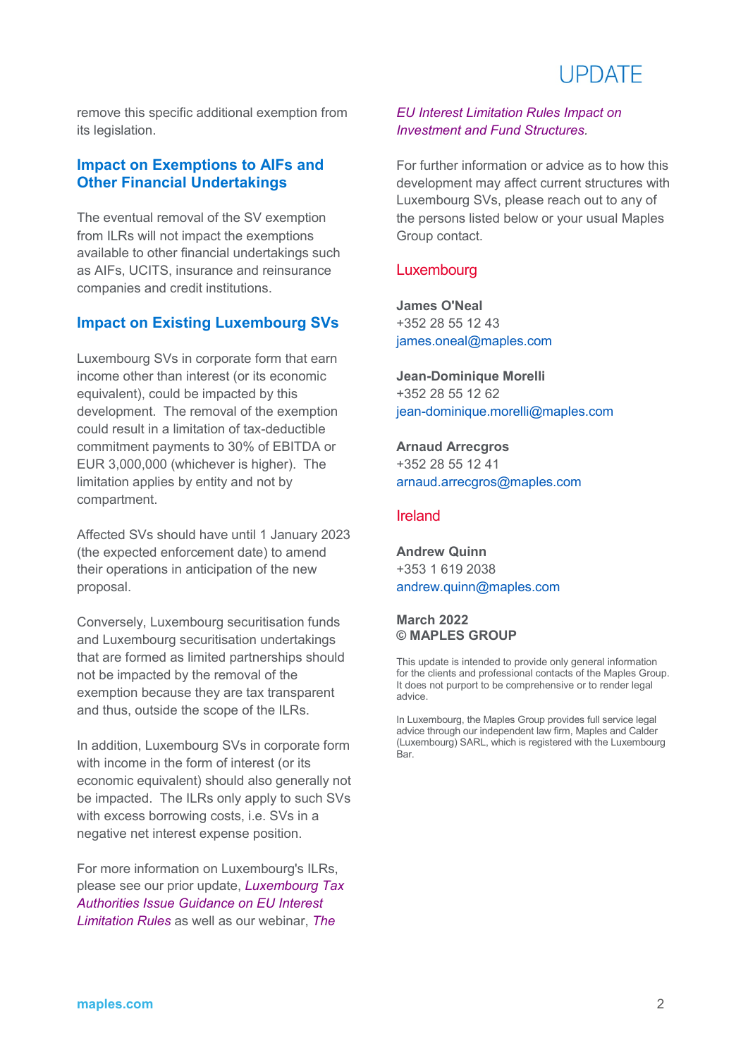remove this specific additional exemption from its legislation.

## Impact on Exemptions to AIFs and Other Financial Undertakings

The eventual removal of the SV exemption from ILRs will not impact the exemptions available to other financial undertakings such as AIFs, UCITS, insurance and reinsurance companies and credit institutions.

## Impact on Existing Luxembourg SVs

Luxembourg SVs in corporate form that earn income other than interest (or its economic equivalent), could be impacted by this development. The removal of the exemption could result in a limitation of tax-deductible commitment payments to 30% of EBITDA or EUR 3,000,000 (whichever is higher). The limitation applies by entity and not by compartment.

Affected SVs should have until 1 January 2023 (the expected enforcement date) to amend their operations in anticipation of the new proposal.

Conversely, Luxembourg securitisation funds and Luxembourg securitisation undertakings that are formed as limited partnerships should not be impacted by the removal of the exemption because they are tax transparent and thus, outside the scope of the ILRs.

In addition, Luxembourg SVs in corporate form with income in the form of interest (or its economic equivalent) should also generally not be impacted. The ILRs only apply to such SVs with excess borrowing costs, i.e. SVs in a negative net interest expense position.

For more information on Luxembourg's ILRs, please see our prior update, *Luxembourg Tax Authorities Issue Guidance on EU Interest Limitation Rules* as well as our webinar, *The EU Interest Limitation Rules Impact on Investment and Fund Structures.*

For further information or advice as to how this development may affect current structures with Luxembourg SVs, please reach out to any of the persons listed below or your usual Maples Group contact.

### Luxembourg

**James O'Neal**
+352 28 55 12 43
james.oneal@maples.com

**Jean-Dominique Morelli**
+352 28 55 12 62
jean-dominique.morelli@maples.com

**Arnaud Arrecgros**
+352 28 55 12 41
arnaud.arrecgros@maples.com

### Ireland

**Andrew Quinn**
+353 1 619 2038
andrew.quinn@maples.com

**March 2022**
**© MAPLES GROUP**

This update is intended to provide only general information for the clients and professional contacts of the Maples Group. It does not purport to be comprehensive or to render legal advice.

In Luxembourg, the Maples Group provides full service legal advice through our independent law firm, Maples and Calder (Luxembourg) SARL, which is registered with the Luxembourg Bar.